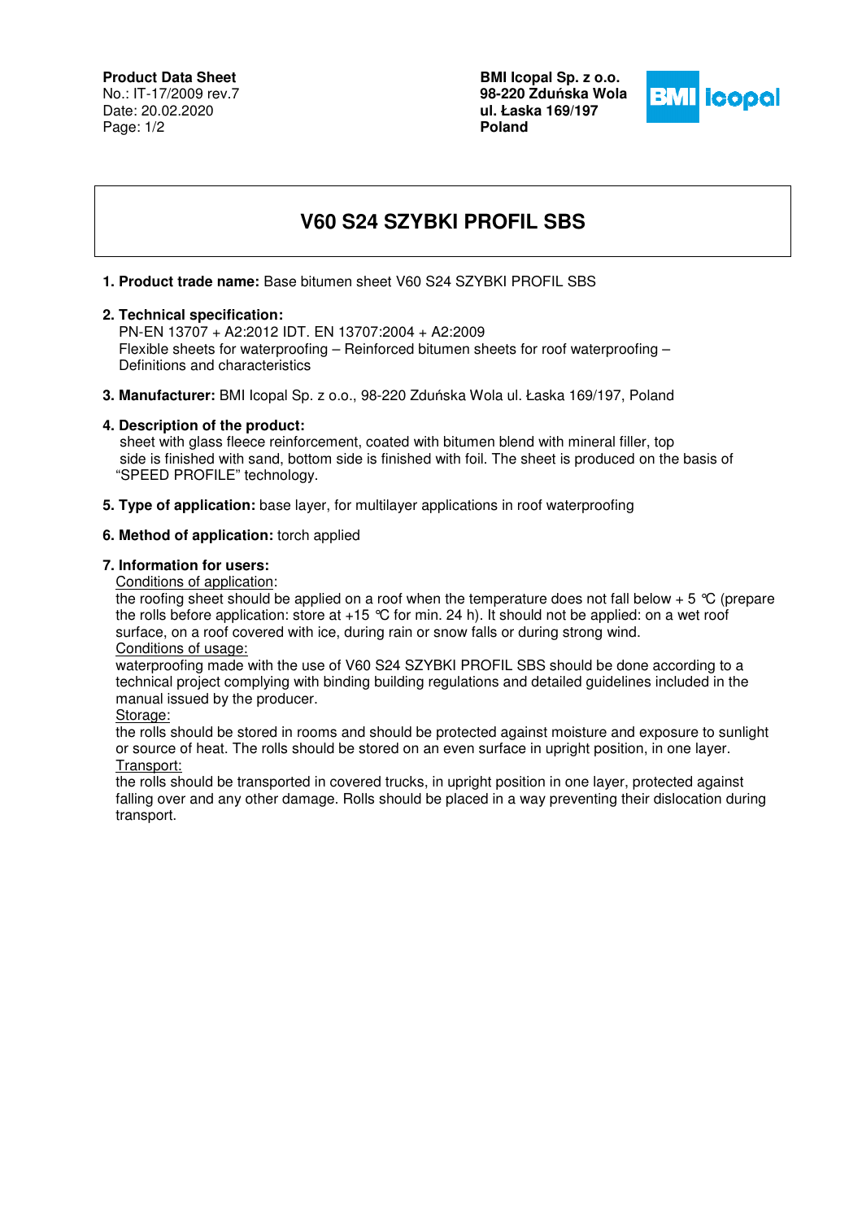**Product Data Sheet**
No.: IT-17/2009 rev.7
Date: 20.02.2020

**BMI Icopal Sp. z o.o.**
**98-220 Zduńska Wola**
**ul. Łaska 169/197**
**Poland**

# V60 S24 SZYBKI PROFIL SBS

**1. Product trade name:** Base bitumen sheet V60 S24 SZYBKI PROFIL SBS

**2. Technical specification:**
PN-EN 13707 + A2:2012 IDT. EN 13707:2004 + A2:2009
Flexible sheets for waterproofing – Reinforced bitumen sheets for roof waterproofing – Definitions and characteristics

**3. Manufacturer:** BMI Icopal Sp. z o.o., 98-220 Zduńska Wola ul. Łaska 169/197, Poland

**4. Description of the product:**
sheet with glass fleece reinforcement, coated with bitumen blend with mineral filler, top side is finished with sand, bottom side is finished with foil. The sheet is produced on the basis of "SPEED PROFILE" technology.

**5. Type of application:** base layer, for multilayer applications in roof waterproofing

**6. Method of application:** torch applied

**7. Information for users:**

Conditions of application:
the roofing sheet should be applied on a roof when the temperature does not fall below + 5 °C (prepare the rolls before application: store at +15 °C for min. 24 h). It should not be applied: on a wet roof surface, on a roof covered with ice, during rain or snow falls or during strong wind.

Conditions of usage:
waterproofing made with the use of V60 S24 SZYBKI PROFIL SBS should be done according to a technical project complying with binding building regulations and detailed guidelines included in the manual issued by the producer.

Storage:
the rolls should be stored in rooms and should be protected against moisture and exposure to sunlight or source of heat. The rolls should be stored on an even surface in upright position, in one layer.

Transport:
the rolls should be transported in covered trucks, in upright position in one layer, protected against falling over and any other damage. Rolls should be placed in a way preventing their dislocation during transport.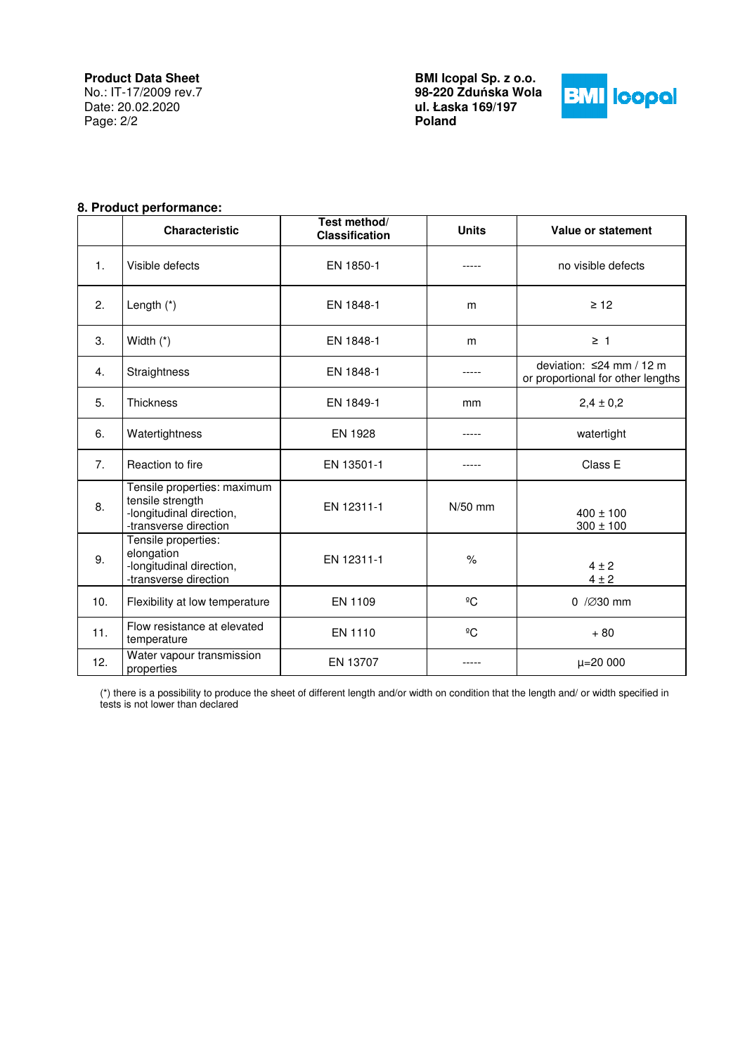**Product Data Sheet**
No.: IT-17/2009 rev.7
Date: 20.02.2020

**BMI Icopal Sp. z o.o.**
**98-220 Zduńska Wola**
**ul. Łaska 169/197**
**Poland**

## 8. Product performance:

| | Characteristic | Test method/ Classification | Units | Value or statement |
|---|---|---|---|---|
| 1. | Visible defects | EN 1850-1 | ----- | no visible defects |
| 2. | Length (*) | EN 1848-1 | m | ≥ 12 |
| 3. | Width (*) | EN 1848-1 | m | ≥ 1 |
| 4. | Straightness | EN 1848-1 | ----- | deviation: ≤24 mm / 12 m or proportional for other lengths |
| 5. | Thickness | EN 1849-1 | mm | 2,4 ± 0,2 |
| 6. | Watertightness | EN 1928 | ----- | watertight |
| 7. | Reaction to fire | EN 13501-1 | ----- | Class E |
| 8. | Tensile properties: maximum tensile strength -longitudinal direction, -transverse direction | EN 12311-1 | N/50 mm | 400 ± 100<br>300 ± 100 |
| 9. | Tensile properties: elongation -longitudinal direction, -transverse direction | EN 12311-1 | % | 4 ± 2<br>4 ± 2 |
| 10. | Flexibility at low temperature | EN 1109 | ºC | 0 /∅30 mm |
| 11. | Flow resistance at elevated temperature | EN 1110 | ºC | + 80 |
| 12. | Water vapour transmission properties | EN 13707 | ----- | μ=20 000 |

(*) there is a possibility to produce the sheet of different length and/or width on condition that the length and/ or width specified in tests is not lower than declared